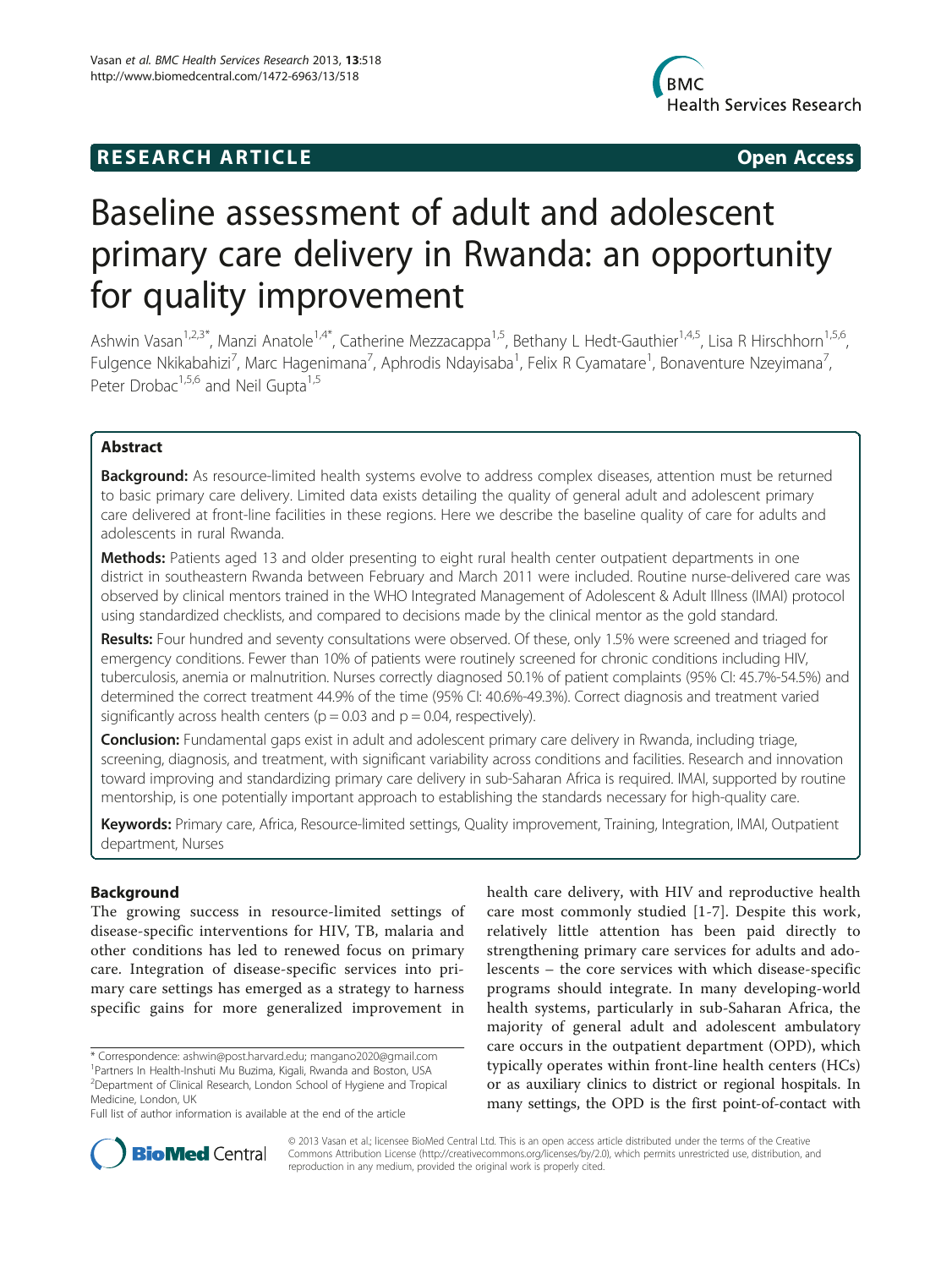# RESEARCH ARTICLE

Open Access

# Baseline assessment of adult and adolescent primary care delivery in Rwanda: an opportunity for quality improvement

Ashwin Vasan[1,2,3*], Manzi Anatole[1,4*], Catherine Mezzacappa[1,5], Bethany L Hedt-Gauthier[1,4,5], Lisa R Hirschhorn[1,5,6], Fulgence Nkikabahizi[7], Marc Hagenimana[7], Aphrodis Ndayisaba[1], Felix R Cyamatare[1], Bonaventure Nzeyimana[7], Peter Drobac[1,5,6] and Neil Gupta[1,5]

## Abstract

**Background:** As resource-limited health systems evolve to address complex diseases, attention must be returned to basic primary care delivery. Limited data exists detailing the quality of general adult and adolescent primary care delivered at front-line facilities in these regions. Here we describe the baseline quality of care for adults and adolescents in rural Rwanda.

**Methods:** Patients aged 13 and older presenting to eight rural health center outpatient departments in one district in southeastern Rwanda between February and March 2011 were included. Routine nurse-delivered care was observed by clinical mentors trained in the WHO Integrated Management of Adolescent & Adult Illness (IMAI) protocol using standardized checklists, and compared to decisions made by the clinical mentor as the gold standard.

**Results:** Four hundred and seventy consultations were observed. Of these, only 1.5% were screened and triaged for emergency conditions. Fewer than 10% of patients were routinely screened for chronic conditions including HIV, tuberculosis, anemia or malnutrition. Nurses correctly diagnosed 50.1% of patient complaints (95% CI: 45.7%-54.5%) and determined the correct treatment 44.9% of the time (95% CI: 40.6%-49.3%). Correct diagnosis and treatment varied significantly across health centers ($p = 0.03$ and $p = 0.04$, respectively).

**Conclusion:** Fundamental gaps exist in adult and adolescent primary care delivery in Rwanda, including triage, screening, diagnosis, and treatment, with significant variability across conditions and facilities. Research and innovation toward improving and standardizing primary care delivery in sub-Saharan Africa is required. IMAI, supported by routine mentorship, is one potentially important approach to establishing the standards necessary for high-quality care.

**Keywords:** Primary care, Africa, Resource-limited settings, Quality improvement, Training, Integration, IMAI, Outpatient department, Nurses

## Background

The growing success in resource-limited settings of disease-specific interventions for HIV, TB, malaria and other conditions has led to renewed focus on primary care. Integration of disease-specific services into primary care settings has emerged as a strategy to harness specific gains for more generalized improvement in health care delivery, with HIV and reproductive health care most commonly studied [1-7]. Despite this work, relatively little attention has been paid directly to strengthening primary care services for adults and adolescents – the core services with which disease-specific programs should integrate. In many developing-world health systems, particularly in sub-Saharan Africa, the majority of general adult and adolescent ambulatory care occurs in the outpatient department (OPD), which typically operates within front-line health centers (HCs) or as auxiliary clinics to district or regional hospitals. In many settings, the OPD is the first point-of-contact with

\* Correspondence: ashwin@post.harvard.edu; mangano2020@gmail.com
[1]Partners In Health-Inshuti Mu Buzima, Kigali, Rwanda and Boston, USA
[2]Department of Clinical Research, London School of Hygiene and Tropical Medicine, London, UK
Full list of author information is available at the end of the article

© 2013 Vasan et al.; licensee BioMed Central Ltd. This is an open access article distributed under the terms of the Creative Commons Attribution License (http://creativecommons.org/licenses/by/2.0), which permits unrestricted use, distribution, and reproduction in any medium, provided the original work is properly cited.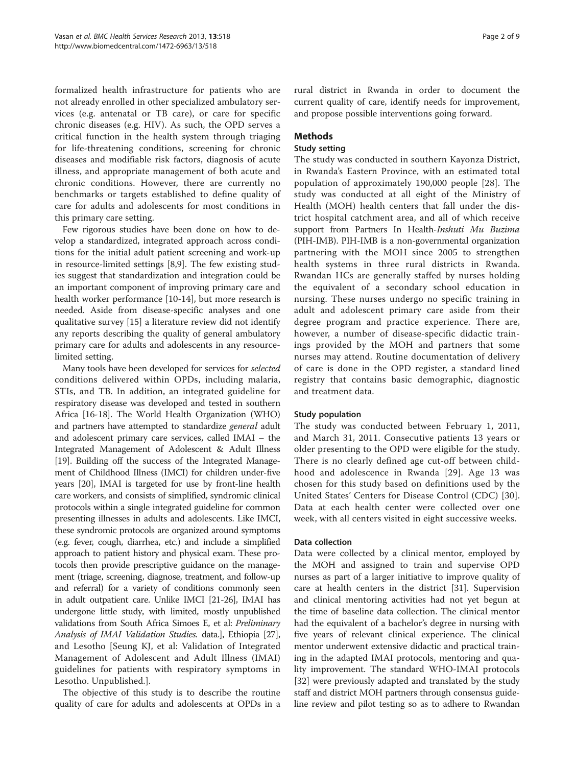formalized health infrastructure for patients who are not already enrolled in other specialized ambulatory services (e.g. antenatal or TB care), or care for specific chronic diseases (e.g. HIV). As such, the OPD serves a critical function in the health system through triaging for life-threatening conditions, screening for chronic diseases and modifiable risk factors, diagnosis of acute illness, and appropriate management of both acute and chronic conditions. However, there are currently no benchmarks or targets established to define quality of care for adults and adolescents for most conditions in this primary care setting.

Few rigorous studies have been done on how to develop a standardized, integrated approach across conditions for the initial adult patient screening and work-up in resource-limited settings [8,9]. The few existing studies suggest that standardization and integration could be an important component of improving primary care and health worker performance [10-14], but more research is needed. Aside from disease-specific analyses and one qualitative survey [15] a literature review did not identify any reports describing the quality of general ambulatory primary care for adults and adolescents in any resource-limited setting.

Many tools have been developed for services for *selected* conditions delivered within OPDs, including malaria, STIs, and TB. In addition, an integrated guideline for respiratory disease was developed and tested in southern Africa [16-18]. The World Health Organization (WHO) and partners have attempted to standardize *general* adult and adolescent primary care services, called IMAI – the Integrated Management of Adolescent & Adult Illness [19]. Building off the success of the Integrated Management of Childhood Illness (IMCI) for children under-five years [20], IMAI is targeted for use by front-line health care workers, and consists of simplified, syndromic clinical protocols within a single integrated guideline for common presenting illnesses in adults and adolescents. Like IMCI, these syndromic protocols are organized around symptoms (e.g. fever, cough, diarrhea, etc.) and include a simplified approach to patient history and physical exam. These protocols then provide prescriptive guidance on the management (triage, screening, diagnose, treatment, and follow-up and referral) for a variety of conditions commonly seen in adult outpatient care. Unlike IMCI [21-26], IMAI has undergone little study, with limited, mostly unpublished validations from South Africa Simoes E, et al: *Preliminary Analysis of IMAI Validation Studies.* data.], Ethiopia [27], and Lesotho [Seung KJ, et al: Validation of Integrated Management of Adolescent and Adult Illness (IMAI) guidelines for patients with respiratory symptoms in Lesotho. Unpublished.].

The objective of this study is to describe the routine quality of care for adults and adolescents at OPDs in a rural district in Rwanda in order to document the current quality of care, identify needs for improvement, and propose possible interventions going forward.

## Methods

### Study setting

The study was conducted in southern Kayonza District, in Rwanda's Eastern Province, with an estimated total population of approximately 190,000 people [28]. The study was conducted at all eight of the Ministry of Health (MOH) health centers that fall under the district hospital catchment area, and all of which receive support from Partners In Health-*Inshuti Mu Buzima* (PIH-IMB). PIH-IMB is a non-governmental organization partnering with the MOH since 2005 to strengthen health systems in three rural districts in Rwanda. Rwandan HCs are generally staffed by nurses holding the equivalent of a secondary school education in nursing. These nurses undergo no specific training in adult and adolescent primary care aside from their degree program and practice experience. There are, however, a number of disease-specific didactic trainings provided by the MOH and partners that some nurses may attend. Routine documentation of delivery of care is done in the OPD register, a standard lined registry that contains basic demographic, diagnostic and treatment data.

### Study population

The study was conducted between February 1, 2011, and March 31, 2011. Consecutive patients 13 years or older presenting to the OPD were eligible for the study. There is no clearly defined age cut-off between childhood and adolescence in Rwanda [29]. Age 13 was chosen for this study based on definitions used by the United States' Centers for Disease Control (CDC) [30]. Data at each health center were collected over one week, with all centers visited in eight successive weeks.

### Data collection

Data were collected by a clinical mentor, employed by the MOH and assigned to train and supervise OPD nurses as part of a larger initiative to improve quality of care at health centers in the district [31]. Supervision and clinical mentoring activities had not yet begun at the time of baseline data collection. The clinical mentor had the equivalent of a bachelor's degree in nursing with five years of relevant clinical experience. The clinical mentor underwent extensive didactic and practical training in the adapted IMAI protocols, mentoring and quality improvement. The standard WHO-IMAI protocols [32] were previously adapted and translated by the study staff and district MOH partners through consensus guideline review and pilot testing so as to adhere to Rwandan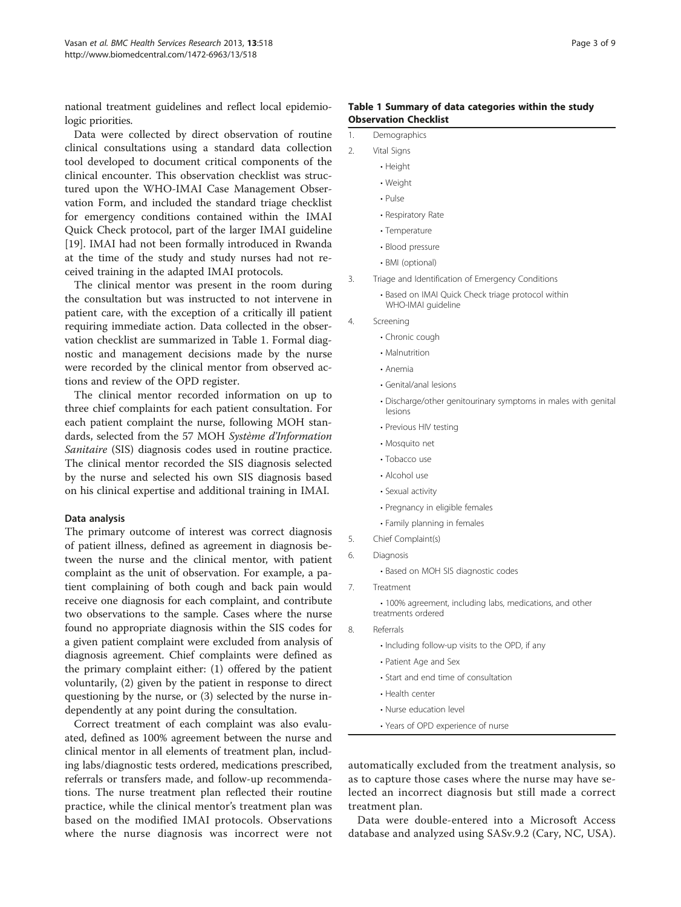national treatment guidelines and reflect local epidemiologic priorities.

Data were collected by direct observation of routine clinical consultations using a standard data collection tool developed to document critical components of the clinical encounter. This observation checklist was structured upon the WHO-IMAI Case Management Observation Form, and included the standard triage checklist for emergency conditions contained within the IMAI Quick Check protocol, part of the larger IMAI guideline [19]. IMAI had not been formally introduced in Rwanda at the time of the study and study nurses had not received training in the adapted IMAI protocols.

The clinical mentor was present in the room during the consultation but was instructed to not intervene in patient care, with the exception of a critically ill patient requiring immediate action. Data collected in the observation checklist are summarized in Table 1. Formal diagnostic and management decisions made by the nurse were recorded by the clinical mentor from observed actions and review of the OPD register.

The clinical mentor recorded information on up to three chief complaints for each patient consultation. For each patient complaint the nurse, following MOH standards, selected from the 57 MOH *Système d'Information Sanitaire* (SIS) diagnosis codes used in routine practice. The clinical mentor recorded the SIS diagnosis selected by the nurse and selected his own SIS diagnosis based on his clinical expertise and additional training in IMAI.

#### Data analysis

The primary outcome of interest was correct diagnosis of patient illness, defined as agreement in diagnosis between the nurse and the clinical mentor, with patient complaint as the unit of observation. For example, a patient complaining of both cough and back pain would receive one diagnosis for each complaint, and contribute two observations to the sample. Cases where the nurse found no appropriate diagnosis within the SIS codes for a given patient complaint were excluded from analysis of diagnosis agreement. Chief complaints were defined as the primary complaint either: (1) offered by the patient voluntarily, (2) given by the patient in response to direct questioning by the nurse, or (3) selected by the nurse independently at any point during the consultation.

Correct treatment of each complaint was also evaluated, defined as 100% agreement between the nurse and clinical mentor in all elements of treatment plan, including labs/diagnostic tests ordered, medications prescribed, referrals or transfers made, and follow-up recommendations. The nurse treatment plan reflected their routine practice, while the clinical mentor's treatment plan was based on the modified IMAI protocols. Observations where the nurse diagnosis was incorrect were not automatically excluded from the treatment analysis, so as to capture those cases where the nurse may have selected an incorrect diagnosis but still made a correct treatment plan.

Data were double-entered into a Microsoft Access database and analyzed using SASv.9.2 (Cary, NC, USA).

**Table 1 Summary of data categories within the study Observation Checklist**

1. Demographics
2. Vital Signs
   - Height
   - Weight
   - Pulse
   - Respiratory Rate
   - Temperature
   - Blood pressure
   - BMI (optional)
3. Triage and Identification of Emergency Conditions
   - Based on IMAI Quick Check triage protocol within WHO-IMAI guideline
4. Screening
   - Chronic cough
   - Malnutrition
   - Anemia
   - Genital/anal lesions
   - Discharge/other genitourinary symptoms in males with genital lesions
   - Previous HIV testing
   - Mosquito net
   - Tobacco use
   - Alcohol use
   - Sexual activity
   - Pregnancy in eligible females
   - Family planning in females
5. Chief Complaint(s)
6. Diagnosis
   - Based on MOH SIS diagnostic codes
7. Treatment
   - 100% agreement, including labs, medications, and other treatments ordered
8. Referrals
   - Including follow-up visits to the OPD, if any
   - Patient Age and Sex
   - Start and end time of consultation
   - Health center
   - Nurse education level
   - Years of OPD experience of nurse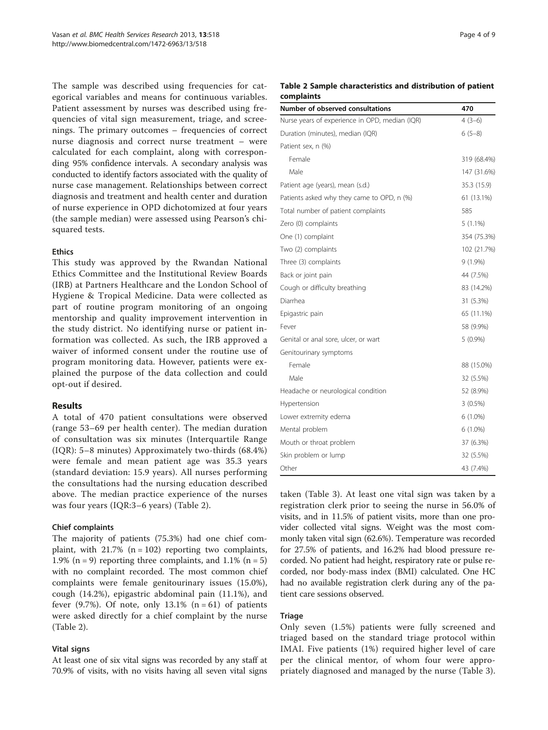The sample was described using frequencies for categorical variables and means for continuous variables. Patient assessment by nurses was described using frequencies of vital sign measurement, triage, and screenings. The primary outcomes – frequencies of correct nurse diagnosis and correct nurse treatment – were calculated for each complaint, along with corresponding 95% confidence intervals. A secondary analysis was conducted to identify factors associated with the quality of nurse case management. Relationships between correct diagnosis and treatment and health center and duration of nurse experience in OPD dichotomized at four years (the sample median) were assessed using Pearson's chi-squared tests.

### Ethics

This study was approved by the Rwandan National Ethics Committee and the Institutional Review Boards (IRB) at Partners Healthcare and the London School of Hygiene & Tropical Medicine. Data were collected as part of routine program monitoring of an ongoing mentorship and quality improvement intervention in the study district. No identifying nurse or patient information was collected. As such, the IRB approved a waiver of informed consent under the routine use of program monitoring data. However, patients were explained the purpose of the data collection and could opt-out if desired.

## Results

A total of 470 patient consultations were observed (range 53–69 per health center). The median duration of consultation was six minutes (Interquartile Range (IQR): 5–8 minutes) Approximately two-thirds (68.4%) were female and mean patient age was 35.3 years (standard deviation: 15.9 years). All nurses performing the consultations had the nursing education described above. The median practice experience of the nurses was four years (IQR:3–6 years) (Table 2).

### Chief complaints

The majority of patients (75.3%) had one chief complaint, with 21.7% (n = 102) reporting two complaints, 1.9% (n = 9) reporting three complaints, and 1.1% (n = 5) with no complaint recorded. The most common chief complaints were female genitourinary issues (15.0%), cough (14.2%), epigastric abdominal pain (11.1%), and fever (9.7%). Of note, only 13.1% (n = 61) of patients were asked directly for a chief complaint by the nurse (Table 2).

### Vital signs

At least one of six vital signs was recorded by any staff at 70.9% of visits, with no visits having all seven vital signs taken (Table 3). At least one vital sign was taken by a registration clerk prior to seeing the nurse in 56.0% of visits, and in 11.5% of patient visits, more than one provider collected vital signs. Weight was the most commonly taken vital sign (62.6%). Temperature was recorded for 27.5% of patients, and 16.2% had blood pressure recorded. No patient had height, respiratory rate or pulse recorded, nor body-mass index (BMI) calculated. One HC had no available registration clerk during any of the patient care sessions observed.

**Table 2 Sample characteristics and distribution of patient complaints**

| Number of observed consultations | 470 |
|---|---|
| Nurse years of experience in OPD, median (IQR) | 4 (3–6) |
| Duration (minutes), median (IQR) | 6 (5–8) |
| Patient sex, n (%) | |
| Female | 319 (68.4%) |
| Male | 147 (31.6%) |
| Patient age (years), mean (s.d.) | 35.3 (15.9) |
| Patients asked why they came to OPD, n (%) | 61 (13.1%) |
| Total number of patient complaints | 585 |
| Zero (0) complaints | 5 (1.1%) |
| One (1) complaint | 354 (75.3%) |
| Two (2) complaints | 102 (21.7%) |
| Three (3) complaints | 9 (1.9%) |
| Back or joint pain | 44 (7.5%) |
| Cough or difficulty breathing | 83 (14.2%) |
| Diarrhea | 31 (5.3%) |
| Epigastric pain | 65 (11.1%) |
| Fever | 58 (9.9%) |
| Genital or anal sore, ulcer, or wart | 5 (0.9%) |
| Genitourinary symptoms | |
| Female | 88 (15.0%) |
| Male | 32 (5.5%) |
| Headache or neurological condition | 52 (8.9%) |
| Hypertension | 3 (0.5%) |
| Lower extremity edema | 6 (1.0%) |
| Mental problem | 6 (1.0%) |
| Mouth or throat problem | 37 (6.3%) |
| Skin problem or lump | 32 (5.5%) |
| Other | 43 (7.4%) |

### Triage

Only seven (1.5%) patients were fully screened and triaged based on the standard triage protocol within IMAI. Five patients (1%) required higher level of care per the clinical mentor, of whom four were appropriately diagnosed and managed by the nurse (Table 3).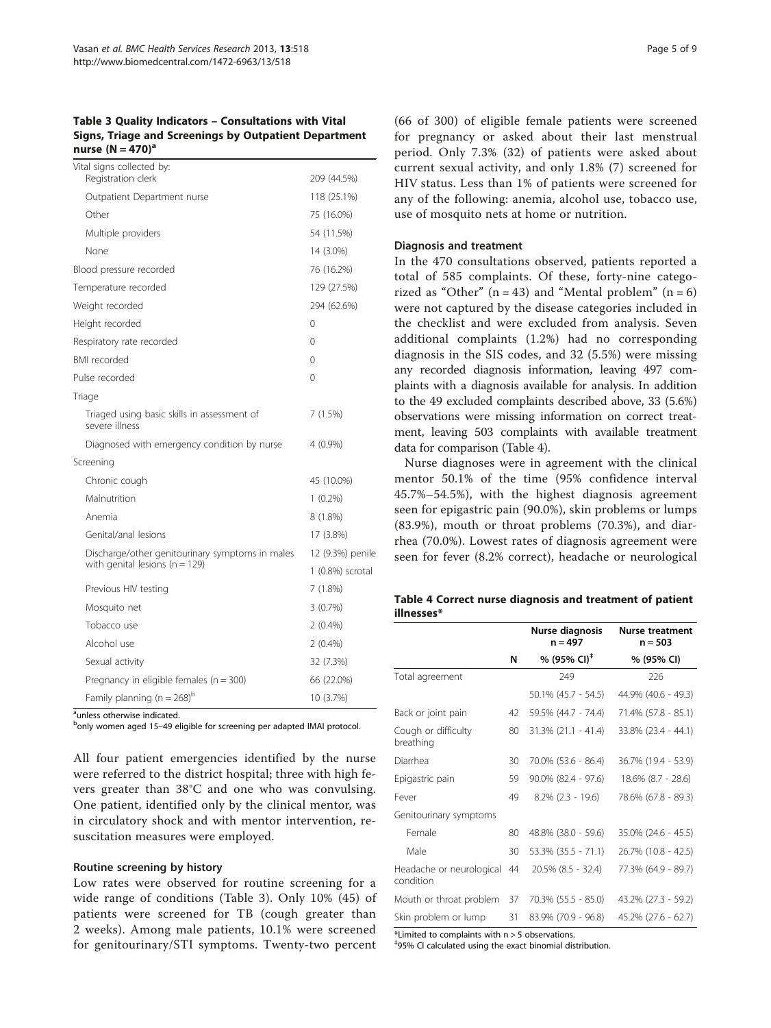**Table 3 Quality Indicators – Consultations with Vital Signs, Triage and Screenings by Outpatient Department nurse (N = 470)[a]**

| | |
|---|---|
| Vital signs collected by: | |
| Registration clerk | 209 (44.5%) |
| Outpatient Department nurse | 118 (25.1%) |
| Other | 75 (16.0%) |
| Multiple providers | 54 (11.5%) |
| None | 14 (3.0%) |
| Blood pressure recorded | 76 (16.2%) |
| Temperature recorded | 129 (27.5%) |
| Weight recorded | 294 (62.6%) |
| Height recorded | 0 |
| Respiratory rate recorded | 0 |
| BMI recorded | 0 |
| Pulse recorded | 0 |
| Triage | |
| Triaged using basic skills in assessment of severe illness | 7 (1.5%) |
| Diagnosed with emergency condition by nurse | 4 (0.9%) |
| Screening | |
| Chronic cough | 45 (10.0%) |
| Malnutrition | 1 (0.2%) |
| Anemia | 8 (1.8%) |
| Genital/anal lesions | 17 (3.8%) |
| Discharge/other genitourinary symptoms in males with genital lesions (n = 129) | 12 (9.3%) penile |
| | 1 (0.8%) scrotal |
| Previous HIV testing | 7 (1.8%) |
| Mosquito net | 3 (0.7%) |
| Tobacco use | 2 (0.4%) |
| Alcohol use | 2 (0.4%) |
| Sexual activity | 32 (7.3%) |
| Pregnancy in eligible females (n = 300) | 66 (22.0%) |
| Family planning (n = 268)[b] | 10 (3.7%) |

[a]unless otherwise indicated.
[b]only women aged 15–49 eligible for screening per adapted IMAI protocol.

All four patient emergencies identified by the nurse were referred to the district hospital; three with high fevers greater than 38°C and one who was convulsing. One patient, identified only by the clinical mentor, was in circulatory shock and with mentor intervention, resuscitation measures were employed.

### Routine screening by history

Low rates were observed for routine screening for a wide range of conditions (Table 3). Only 10% (45) of patients were screened for TB (cough greater than 2 weeks). Among male patients, 10.1% were screened for genitourinary/STI symptoms. Twenty-two percent (66 of 300) of eligible female patients were screened for pregnancy or asked about their last menstrual period. Only 7.3% (32) of patients were asked about current sexual activity, and only 1.8% (7) screened for HIV status. Less than 1% of patients were screened for any of the following: anemia, alcohol use, tobacco use, use of mosquito nets at home or nutrition.

### Diagnosis and treatment

In the 470 consultations observed, patients reported a total of 585 complaints. Of these, forty-nine categorized as "Other" (n = 43) and "Mental problem" (n = 6) were not captured by the disease categories included in the checklist and were excluded from analysis. Seven additional complaints (1.2%) had no corresponding diagnosis in the SIS codes, and 32 (5.5%) were missing any recorded diagnosis information, leaving 497 complaints with a diagnosis available for analysis. In addition to the 49 excluded complaints described above, 33 (5.6%) observations were missing information on correct treatment, leaving 503 complaints with available treatment data for comparison (Table 4).

Nurse diagnoses were in agreement with the clinical mentor 50.1% of the time (95% confidence interval 45.7%–54.5%), with the highest diagnosis agreement seen for epigastric pain (90.0%), skin problems or lumps (83.9%), mouth or throat problems (70.3%), and diarrhea (70.0%). Lowest rates of diagnosis agreement were seen for fever (8.2% correct), headache or neurological

**Table 4 Correct nurse diagnosis and treatment of patient illnesses***

| | | Nurse diagnosis n = 497 | Nurse treatment n = 503 |
|---|---|---|---|
| | N | % (95% CI)[‡] | % (95% CI) |
| Total agreement | | 249 | 226 |
| | | 50.1% (45.7 - 54.5) | 44.9% (40.6 - 49.3) |
| Back or joint pain | 42 | 59.5% (44.7 - 74.4) | 71.4% (57.8 - 85.1) |
| Cough or difficulty breathing | 80 | 31.3% (21.1 - 41.4) | 33.8% (23.4 - 44.1) |
| Diarrhea | 30 | 70.0% (53.6 - 86.4) | 36.7% (19.4 - 53.9) |
| Epigastric pain | 59 | 90.0% (82.4 - 97.6) | 18.6% (8.7 - 28.6) |
| Fever | 49 | 8.2% (2.3 - 19.6) | 78.6% (67.8 - 89.3) |
| Genitourinary symptoms | | | |
| Female | 80 | 48.8% (38.0 - 59.6) | 35.0% (24.6 - 45.5) |
| Male | 30 | 53.3% (35.5 - 71.1) | 26.7% (10.8 - 42.5) |
| Headache or neurological condition | 44 | 20.5% (8.5 - 32.4) | 77.3% (64.9 - 89.7) |
| Mouth or throat problem | 37 | 70.3% (55.5 - 85.0) | 43.2% (27.3 - 59.2) |
| Skin problem or lump | 31 | 83.9% (70.9 - 96.8) | 45.2% (27.6 - 62.7) |

*Limited to complaints with n > 5 observations.
[‡]95% CI calculated using the exact binomial distribution.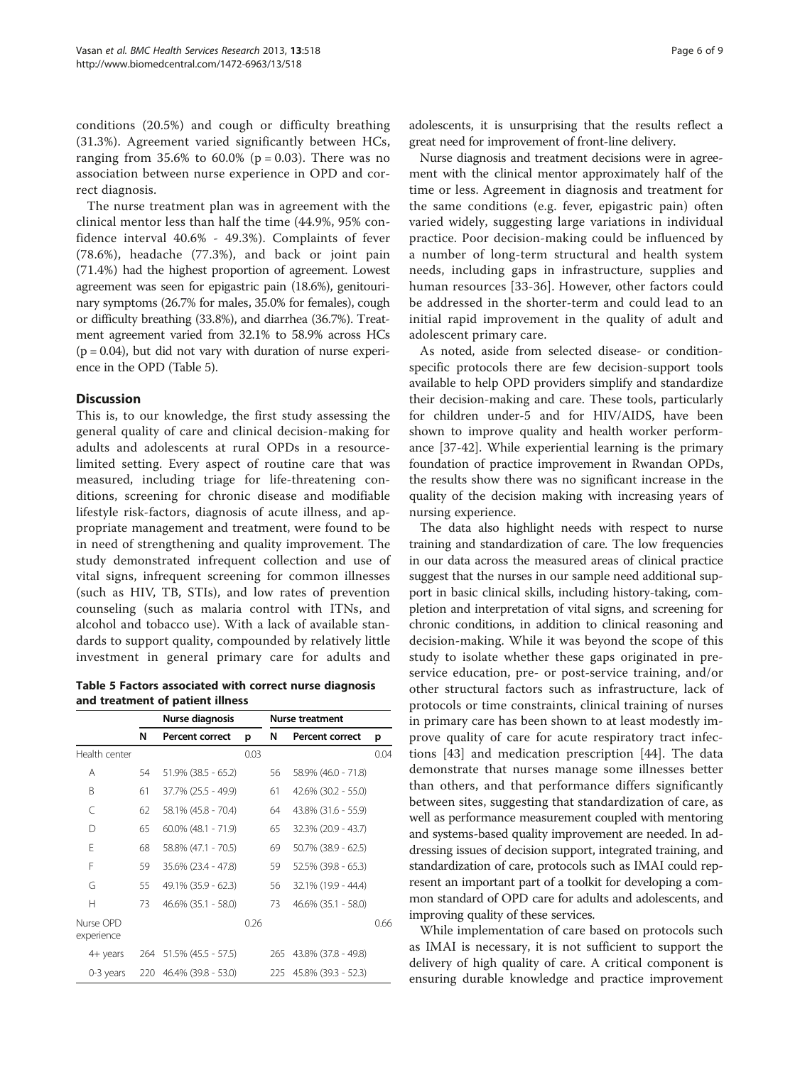conditions (20.5%) and cough or difficulty breathing (31.3%). Agreement varied significantly between HCs, ranging from 35.6% to 60.0% ($p = 0.03$). There was no association between nurse experience in OPD and correct diagnosis.

The nurse treatment plan was in agreement with the clinical mentor less than half the time (44.9%, 95% confidence interval 40.6% - 49.3%). Complaints of fever (78.6%), headache (77.3%), and back or joint pain (71.4%) had the highest proportion of agreement. Lowest agreement was seen for epigastric pain (18.6%), genitourinary symptoms (26.7% for males, 35.0% for females), cough or difficulty breathing (33.8%), and diarrhea (36.7%). Treatment agreement varied from 32.1% to 58.9% across HCs ($p = 0.04$), but did not vary with duration of nurse experience in the OPD (Table 5).

## Discussion

This is, to our knowledge, the first study assessing the general quality of care and clinical decision-making for adults and adolescents at rural OPDs in a resource-limited setting. Every aspect of routine care that was measured, including triage for life-threatening conditions, screening for chronic disease and modifiable lifestyle risk-factors, diagnosis of acute illness, and appropriate management and treatment, were found to be in need of strengthening and quality improvement. The study demonstrated infrequent collection and use of vital signs, infrequent screening for common illnesses (such as HIV, TB, STIs), and low rates of prevention counseling (such as malaria control with ITNs, and alcohol and tobacco use). With a lack of available standards to support quality, compounded by relatively little investment in general primary care for adults and adolescents, it is unsurprising that the results reflect a great need for improvement of front-line delivery.

**Table 5 Factors associated with correct nurse diagnosis and treatment of patient illness**

| | Nurse diagnosis | | | Nurse treatment | | |
|---|---|---|---|---|---|---|
| | N | Percent correct | p | N | Percent correct | p |
| Health center | | | 0.03 | | | 0.04 |
| A | 54 | 51.9% (38.5 - 65.2) | | 56 | 58.9% (46.0 - 71.8) | |
| B | 61 | 37.7% (25.5 - 49.9) | | 61 | 42.6% (30.2 - 55.0) | |
| C | 62 | 58.1% (45.8 - 70.4) | | 64 | 43.8% (31.6 - 55.9) | |
| D | 65 | 60.0% (48.1 - 71.9) | | 65 | 32.3% (20.9 - 43.7) | |
| E | 68 | 58.8% (47.1 - 70.5) | | 69 | 50.7% (38.9 - 62.5) | |
| F | 59 | 35.6% (23.4 - 47.8) | | 59 | 52.5% (39.8 - 65.3) | |
| G | 55 | 49.1% (35.9 - 62.3) | | 56 | 32.1% (19.9 - 44.4) | |
| H | 73 | 46.6% (35.1 - 58.0) | | 73 | 46.6% (35.1 - 58.0) | |
| Nurse OPD experience | | | 0.26 | | | 0.66 |
| 4+ years | 264 | 51.5% (45.5 - 57.5) | | 265 | 43.8% (37.8 - 49.8) | |
| 0-3 years | 220 | 46.4% (39.8 - 53.0) | | 225 | 45.8% (39.3 - 52.3) | |

Nurse diagnosis and treatment decisions were in agreement with the clinical mentor approximately half of the time or less. Agreement in diagnosis and treatment for the same conditions (e.g. fever, epigastric pain) often varied widely, suggesting large variations in individual practice. Poor decision-making could be influenced by a number of long-term structural and health system needs, including gaps in infrastructure, supplies and human resources [33-36]. However, other factors could be addressed in the shorter-term and could lead to an initial rapid improvement in the quality of adult and adolescent primary care.

As noted, aside from selected disease- or condition-specific protocols there are few decision-support tools available to help OPD providers simplify and standardize their decision-making and care. These tools, particularly for children under-5 and for HIV/AIDS, have been shown to improve quality and health worker performance [37-42]. While experiential learning is the primary foundation of practice improvement in Rwandan OPDs, the results show there was no significant increase in the quality of the decision making with increasing years of nursing experience.

The data also highlight needs with respect to nurse training and standardization of care. The low frequencies in our data across the measured areas of clinical practice suggest that the nurses in our sample need additional support in basic clinical skills, including history-taking, completion and interpretation of vital signs, and screening for chronic conditions, in addition to clinical reasoning and decision-making. While it was beyond the scope of this study to isolate whether these gaps originated in pre-service education, pre- or post-service training, and/or other structural factors such as infrastructure, lack of protocols or time constraints, clinical training of nurses in primary care has been shown to at least modestly improve quality of care for acute respiratory tract infections [43] and medication prescription [44]. The data demonstrate that nurses manage some illnesses better than others, and that performance differs significantly between sites, suggesting that standardization of care, as well as performance measurement coupled with mentoring and systems-based quality improvement are needed. In addressing issues of decision support, integrated training, and standardization of care, protocols such as IMAI could represent an important part of a toolkit for developing a common standard of OPD care for adults and adolescents, and improving quality of these services.

While implementation of care based on protocols such as IMAI is necessary, it is not sufficient to support the delivery of high quality of care. A critical component is ensuring durable knowledge and practice improvement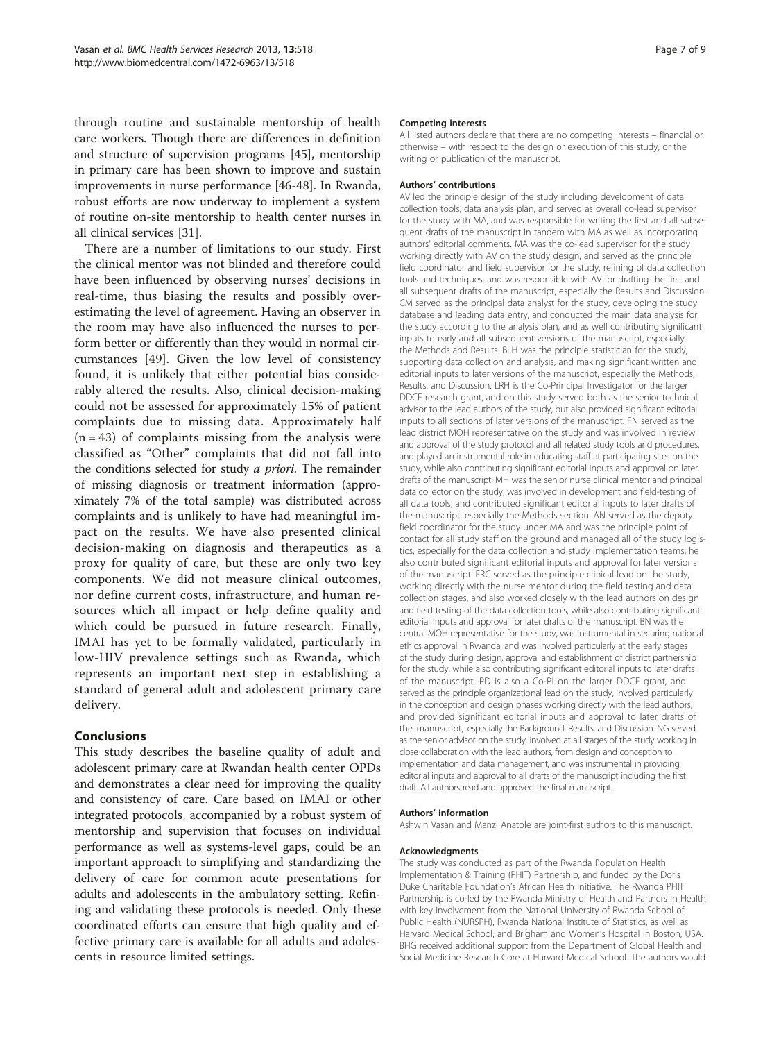through routine and sustainable mentorship of health care workers. Though there are differences in definition and structure of supervision programs [45], mentorship in primary care has been shown to improve and sustain improvements in nurse performance [46-48]. In Rwanda, robust efforts are now underway to implement a system of routine on-site mentorship to health center nurses in all clinical services [31].

There are a number of limitations to our study. First the clinical mentor was not blinded and therefore could have been influenced by observing nurses' decisions in real-time, thus biasing the results and possibly overestimating the level of agreement. Having an observer in the room may have also influenced the nurses to perform better or differently than they would in normal circumstances [49]. Given the low level of consistency found, it is unlikely that either potential bias considerably altered the results. Also, clinical decision-making could not be assessed for approximately 15% of patient complaints due to missing data. Approximately half (n = 43) of complaints missing from the analysis were classified as "Other" complaints that did not fall into the conditions selected for study *a priori*. The remainder of missing diagnosis or treatment information (approximately 7% of the total sample) was distributed across complaints and is unlikely to have had meaningful impact on the results. We have also presented clinical decision-making on diagnosis and therapeutics as a proxy for quality of care, but these are only two key components. We did not measure clinical outcomes, nor define current costs, infrastructure, and human resources which all impact or help define quality and which could be pursued in future research. Finally, IMAI has yet to be formally validated, particularly in low-HIV prevalence settings such as Rwanda, which represents an important next step in establishing a standard of general adult and adolescent primary care delivery.

## Conclusions

This study describes the baseline quality of adult and adolescent primary care at Rwandan health center OPDs and demonstrates a clear need for improving the quality and consistency of care. Care based on IMAI or other integrated protocols, accompanied by a robust system of mentorship and supervision that focuses on individual performance as well as systems-level gaps, could be an important approach to simplifying and standardizing the delivery of care for common acute presentations for adults and adolescents in the ambulatory setting. Refining and validating these protocols is needed. Only these coordinated efforts can ensure that high quality and effective primary care is available for all adults and adolescents in resource limited settings.

#### Competing interests

All listed authors declare that there are no competing interests – financial or otherwise – with respect to the design or execution of this study, or the writing or publication of the manuscript.

#### Authors' contributions

AV led the principle design of the study including development of data collection tools, data analysis plan, and served as overall co-lead supervisor for the study with MA, and was responsible for writing the first and all subsequent drafts of the manuscript in tandem with MA as well as incorporating authors' editorial comments. MA was the co-lead supervisor for the study working directly with AV on the study design, and served as the principle field coordinator and field supervisor for the study, refining of data collection tools and techniques, and was responsible with AV for drafting the first and all subsequent drafts of the manuscript, especially the Results and Discussion. CM served as the principal data analyst for the study, developing the study database and leading data entry, and conducted the main data analysis for the study according to the analysis plan, and as well contributing significant inputs to early and all subsequent versions of the manuscript, especially the Methods and Results. BLH was the principle statistician for the study, supporting data collection and analysis, and making significant written and editorial inputs to later versions of the manuscript, especially the Methods, Results, and Discussion. LRH is the Co-Principal Investigator for the larger DDCF research grant, and on this study served both as the senior technical advisor to the lead authors of the study, but also provided significant editorial inputs to all sections of later versions of the manuscript. FN served as the lead district MOH representative on the study and was involved in review and approval of the study protocol and all related study tools and procedures, and played an instrumental role in educating staff at participating sites on the study, while also contributing significant editorial inputs and approval on later drafts of the manuscript. MH was the senior nurse clinical mentor and principal data collector on the study, was involved in development and field-testing of all data tools, and contributed significant editorial inputs to later drafts of the manuscript, especially the Methods section. AN served as the deputy field coordinator for the study under MA and was the principle point of contact for all study staff on the ground and managed all of the study logistics, especially for the data collection and study implementation teams; he also contributed significant editorial inputs and approval for later versions of the manuscript. FRC served as the principle clinical lead on the study, working directly with the nurse mentor during the field testing and data collection stages, and also worked closely with the lead authors on design and field testing of the data collection tools, while also contributing significant editorial inputs and approval for later drafts of the manuscript. BN was the central MOH representative for the study, was instrumental in securing national ethics approval in Rwanda, and was involved particularly at the early stages of the study during design, approval and establishment of district partnership for the study, while also contributing significant editorial inputs to later drafts of the manuscript. PD is also a Co-PI on the larger DDCF grant, and served as the principle organizational lead on the study, involved particularly in the conception and design phases working directly with the lead authors, and provided significant editorial inputs and approval to later drafts of the manuscript, especially the Background, Results, and Discussion. NG served as the senior advisor on the study, involved at all stages of the study working in close collaboration with the lead authors, from design and conception to implementation and data management, and was instrumental in providing editorial inputs and approval to all drafts of the manuscript including the first draft. All authors read and approved the final manuscript.

#### Authors' information

Ashwin Vasan and Manzi Anatole are joint-first authors to this manuscript.

#### Acknowledgments

The study was conducted as part of the Rwanda Population Health Implementation & Training (PHIT) Partnership, and funded by the Doris Duke Charitable Foundation's African Health Initiative. The Rwanda PHIT Partnership is co-led by the Rwanda Ministry of Health and Partners In Health with key involvement from the National University of Rwanda School of Public Health (NURSPH), Rwanda National Institute of Statistics, as well as Harvard Medical School, and Brigham and Women's Hospital in Boston, USA. BHG received additional support from the Department of Global Health and Social Medicine Research Core at Harvard Medical School. The authors would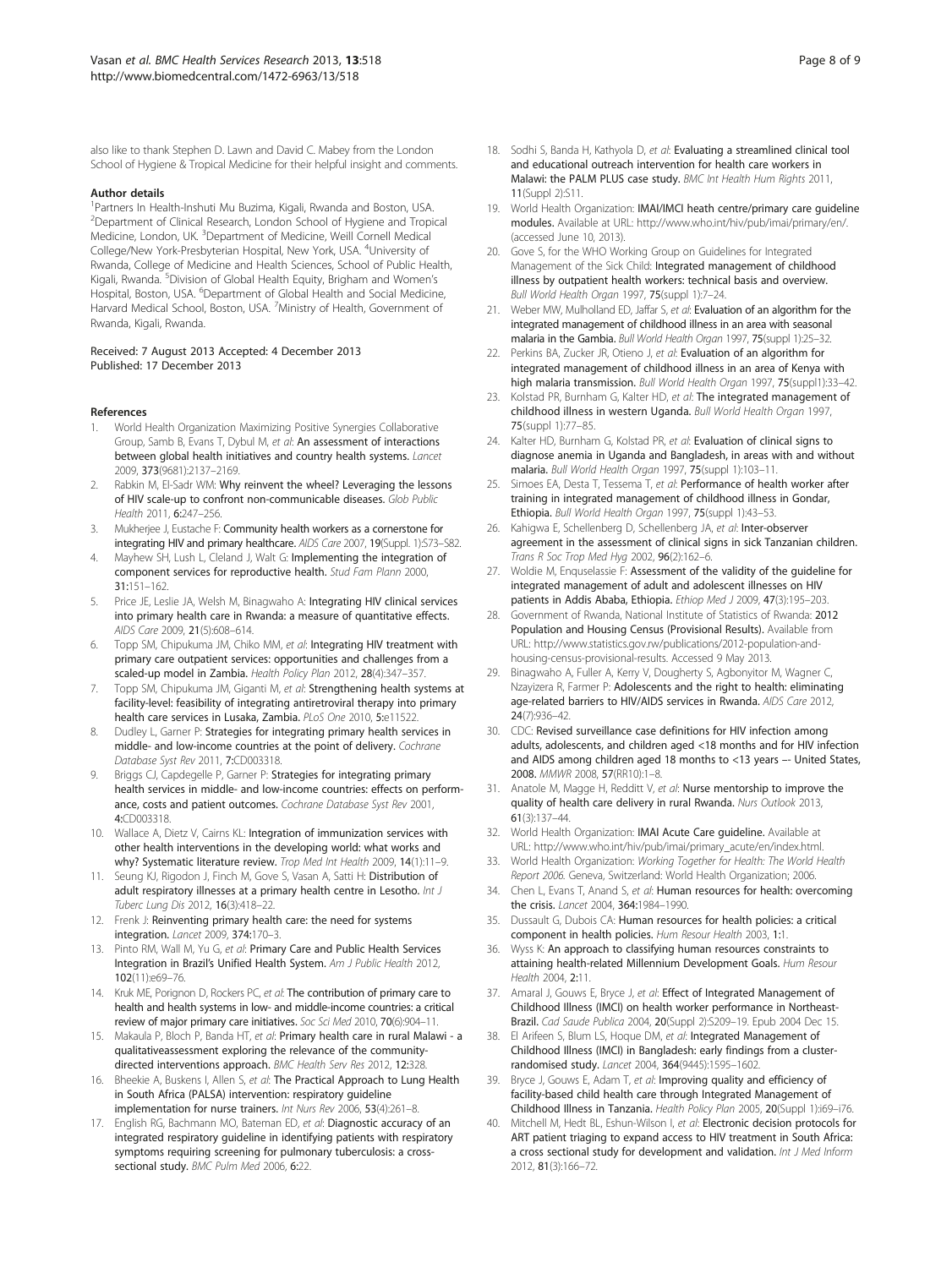also like to thank Stephen D. Lawn and David C. Mabey from the London School of Hygiene & Tropical Medicine for their helpful insight and comments.

#### Author details

[1]Partners In Health-Inshuti Mu Buzima, Kigali, Rwanda and Boston, USA. [2]Department of Clinical Research, London School of Hygiene and Tropical Medicine, London, UK. [3]Department of Medicine, Weill Cornell Medical College/New York-Presbyterian Hospital, New York, USA. [4]University of Rwanda, College of Medicine and Health Sciences, School of Public Health, Kigali, Rwanda. [5]Division of Global Health Equity, Brigham and Women's Hospital, Boston, USA. [6]Department of Global Health and Social Medicine, Harvard Medical School, Boston, USA. [7]Ministry of Health, Government of Rwanda, Kigali, Rwanda.

Received: 7 August 2013 Accepted: 4 December 2013
Published: 17 December 2013

#### References

1. World Health Organization Maximizing Positive Synergies Collaborative Group, Samb B, Evans T, Dybul M, *et al*: **An assessment of interactions between global health initiatives and country health systems.** *Lancet* 2009, **373**(9681):2137–2169.
2. Rabkin M, El-Sadr WM: **Why reinvent the wheel? Leveraging the lessons of HIV scale-up to confront non-communicable diseases.** *Glob Public Health* 2011, **6:**247–256.
3. Mukherjee J, Eustache F: **Community health workers as a cornerstone for integrating HIV and primary healthcare.** *AIDS Care* 2007, **19**(Suppl. 1):S73–S82.
4. Mayhew SH, Lush L, Cleland J, Walt G: **Implementing the integration of component services for reproductive health.** *Stud Fam Plann* 2000, **31:**151–162.
5. Price JE, Leslie JA, Welsh M, Binagwaho A: **Integrating HIV clinical services into primary health care in Rwanda: a measure of quantitative effects.** *AIDS Care* 2009, **21**(5):608–614.
6. Topp SM, Chipukuma JM, Chiko MM, *et al*: **Integrating HIV treatment with primary care outpatient services: opportunities and challenges from a scaled-up model in Zambia.** *Health Policy Plan* 2012, **28**(4):347–357.
7. Topp SM, Chipukuma JM, Giganti M, *et al*: **Strengthening health systems at facility-level: feasibility of integrating antiretroviral therapy into primary health care services in Lusaka, Zambia.** *PLoS One* 2010, **5:**e11522.
8. Dudley L, Garner P: **Strategies for integrating primary health services in middle- and low-income countries at the point of delivery.** *Cochrane Database Syst Rev* 2011, **7:**CD003318.
9. Briggs CJ, Capdegelle P, Garner P: **Strategies for integrating primary health services in middle- and low-income countries: effects on performance, costs and patient outcomes.** *Cochrane Database Syst Rev* 2001, **4:**CD003318.
10. Wallace A, Dietz V, Cairns KL: **Integration of immunization services with other health interventions in the developing world: what works and why? Systematic literature review.** *Trop Med Int Health* 2009, **14**(1):11–9.
11. Seung KJ, Rigodon J, Finch M, Gove S, Vasan A, Satti H: **Distribution of adult respiratory illnesses at a primary health centre in Lesotho.** *Int J Tuberc Lung Dis* 2012, **16**(3):418–22.
12. Frenk J: **Reinventing primary health care: the need for systems integration.** *Lancet* 2009, **374:**170–3.
13. Pinto RM, Wall M, Yu G, *et al*: **Primary Care and Public Health Services Integration in Brazil's Unified Health System.** *Am J Public Health* 2012, **102**(11):e69–76.
14. Kruk ME, Porignon D, Rockers PC, *et al*: **The contribution of primary care to health and health systems in low- and middle-income countries: a critical review of major primary care initiatives.** *Soc Sci Med* 2010, **70**(6):904–11.
15. Makaula P, Bloch P, Banda HT, *et al*: **Primary health care in rural Malawi - a qualitativeassessment exploring the relevance of the community-directed interventions approach.** *BMC Health Serv Res* 2012, **12:**328.
16. Bheekie A, Buskens I, Allen S, *et al*: **The Practical Approach to Lung Health in South Africa (PALSA) intervention: respiratory guideline implementation for nurse trainers.** *Int Nurs Rev* 2006, **53**(4):261–8.
17. English RG, Bachmann MO, Bateman ED, *et al*: **Diagnostic accuracy of an integrated respiratory guideline in identifying patients with respiratory symptoms requiring screening for pulmonary tuberculosis: a cross-sectional study.** *BMC Pulm Med* 2006, **6:**22.
18. Sodhi S, Banda H, Kathyola D, *et al*: **Evaluating a streamlined clinical tool and educational outreach intervention for health care workers in Malawi: the PALM PLUS case study.** *BMC Int Health Hum Rights* 2011, **11**(Suppl 2):S11.
19. World Health Organization: **IMAI/IMCI heath centre/primary care guideline modules.** Available at URL: http://www.who.int/hiv/pub/imai/primary/en/. (accessed June 10, 2013).
20. Gove S, for the WHO Working Group on Guidelines for Integrated Management of the Sick Child: **Integrated management of childhood illness by outpatient health workers: technical basis and overview.** *Bull World Health Organ* 1997, **75**(suppl 1):7–24.
21. Weber MW, Mulholland ED, Jaffar S, *et al*: **Evaluation of an algorithm for the integrated management of childhood illness in an area with seasonal malaria in the Gambia.** *Bull World Health Organ* 1997, **75**(suppl 1):25–32.
22. Perkins BA, Zucker JR, Otieno J, *et al*: **Evaluation of an algorithm for integrated management of childhood illness in an area of Kenya with high malaria transmission.** *Bull World Health Organ* 1997, **75**(suppl1):33–42.
23. Kolstad PR, Burnham G, Kalter HD, *et al*: **The integrated management of childhood illness in western Uganda.** *Bull World Health Organ* 1997, **75**(suppl 1):77–85.
24. Kalter HD, Burnham G, Kolstad PR, *et al*: **Evaluation of clinical signs to diagnose anemia in Uganda and Bangladesh, in areas with and without malaria.** *Bull World Health Organ* 1997, **75**(suppl 1):103–11.
25. Simoes EA, Desta T, Tessema T, *et al*: **Performance of health worker after training in integrated management of childhood illness in Gondar, Ethiopia.** *Bull World Health Organ* 1997, **75**(suppl 1):43–53.
26. Kahigwa E, Schellenberg D, Schellenberg JA, *et al*: **Inter-observer agreement in the assessment of clinical signs in sick Tanzanian children.** *Trans R Soc Trop Med Hyg* 2002, **96**(2):162–6.
27. Woldie M, Enquselassie F: **Assessment of the validity of the guideline for integrated management of adult and adolescent illnesses on HIV patients in Addis Ababa, Ethiopia.** *Ethiop Med J* 2009, **47**(3):195–203.
28. Government of Rwanda, National Institute of Statistics of Rwanda: **2012 Population and Housing Census (Provisional Results).** Available from URL: http://www.statistics.gov.rw/publications/2012-population-and-housing-census-provisional-results. Accessed 9 May 2013.
29. Binagwaho A, Fuller A, Kerry V, Dougherty S, Agbonyitor M, Wagner C, Nzayizera R, Farmer P: **Adolescents and the right to health: eliminating age-related barriers to HIV/AIDS services in Rwanda.** *AIDS Care* 2012, **24**(7):936–42.
30. CDC: **Revised surveillance case definitions for HIV infection among adults, adolescents, and children aged <18 months and for HIV infection and AIDS among children aged 18 months to <13 years –- United States, 2008.** *MMWR* 2008, **57**(RR10):1–8.
31. Anatole M, Magge H, Redditt V, *et al*: **Nurse mentorship to improve the quality of health care delivery in rural Rwanda.** *Nurs Outlook* 2013, **61**(3):137–44.
32. World Health Organization: **IMAI Acute Care guideline.** Available at URL: http://www.who.int/hiv/pub/imai/primary_acute/en/index.html.
33. World Health Organization: *Working Together for Health: The World Health Report 2006.* Geneva, Switzerland: World Health Organization; 2006.
34. Chen L, Evans T, Anand S, *et al*: **Human resources for health: overcoming the crisis.** *Lancet* 2004, **364:**1984–1990.
35. Dussault G, Dubois CA: **Human resources for health policies: a critical component in health policies.** *Hum Resour Health* 2003, **1:**1.
36. Wyss K: **An approach to classifying human resources constraints to attaining health-related Millennium Development Goals.** *Hum Resour Health* 2004, **2:**11.
37. Amaral J, Gouws E, Bryce J, *et al*: **Effect of Integrated Management of Childhood Illness (IMCI) on health worker performance in Northeast-Brazil.** *Cad Saude Publica* 2004, **20**(Suppl 2):S209–19. Epub 2004 Dec 15.
38. El Arifeen S, Blum LS, Hoque DM, *et al*: **Integrated Management of Childhood Illness (IMCI) in Bangladesh: early findings from a cluster-randomised study.** *Lancet* 2004, **364**(9445):1595–1602.
39. Bryce J, Gouws E, Adam T, *et al*: **Improving quality and efficiency of facility-based child health care through Integrated Management of Childhood Illness in Tanzania.** *Health Policy Plan* 2005, **20**(Suppl 1):i69–i76.
40. Mitchell M, Hedt BL, Eshun-Wilson I, *et al*: **Electronic decision protocols for ART patient triaging to expand access to HIV treatment in South Africa: a cross sectional study for development and validation.** *Int J Med Inform* 2012, **81**(3):166–72.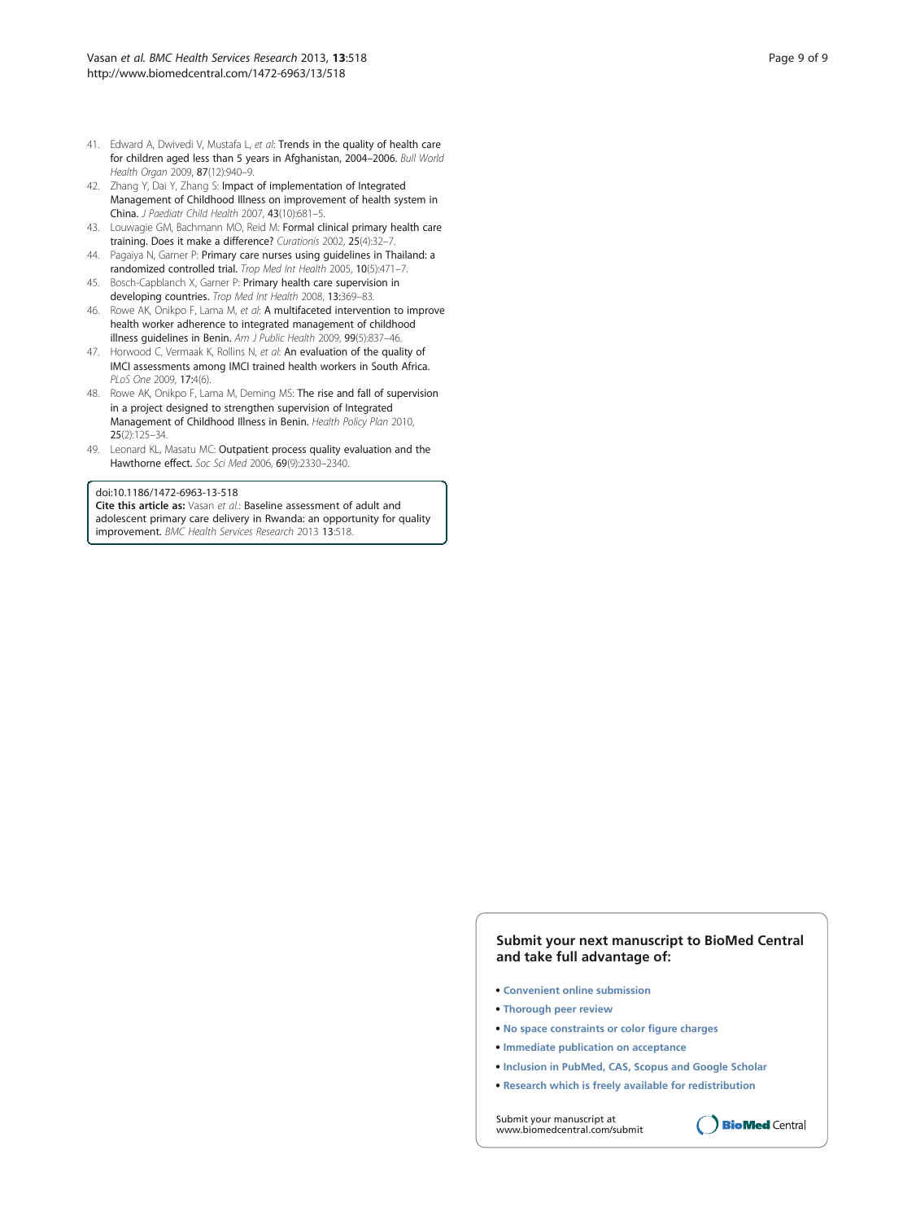41. Edward A, Dwivedi V, Mustafa L, *et al*: **Trends in the quality of health care for children aged less than 5 years in Afghanistan, 2004–2006.** *Bull World Health Organ* 2009, **87**(12):940–9.
42. Zhang Y, Dai Y, Zhang S: **Impact of implementation of Integrated Management of Childhood Illness on improvement of health system in China.** *J Paediatr Child Health* 2007, **43**(10):681–5.
43. Louwagie GM, Bachmann MO, Reid M: **Formal clinical primary health care training. Does it make a difference?** *Curationis* 2002, **25**(4):32–7.
44. Pagaiya N, Garner P: **Primary care nurses using guidelines in Thailand: a randomized controlled trial.** *Trop Med Int Health* 2005, **10**(5):471–7.
45. Bosch-Capblanch X, Garner P: **Primary health care supervision in developing countries.** *Trop Med Int Health* 2008, **13**:369–83.
46. Rowe AK, Onikpo F, Lama M, *et al*: **A multifaceted intervention to improve health worker adherence to integrated management of childhood illness guidelines in Benin.** *Am J Public Health* 2009, **99**(5):837–46.
47. Horwood C, Vermaak K, Rollins N, *et al*: **An evaluation of the quality of IMCI assessments among IMCI trained health workers in South Africa.** *PLoS One* 2009, **17**:4(6).
48. Rowe AK, Onikpo F, Lama M, Deming MS: **The rise and fall of supervision in a project designed to strengthen supervision of Integrated Management of Childhood Illness in Benin.** *Health Policy Plan* 2010, **25**(2):125–34.
49. Leonard KL, Masatu MC: **Outpatient process quality evaluation and the Hawthorne effect.** *Soc Sci Med* 2006, **69**(9):2330–2340.

doi:10.1186/1472-6963-13-518

**Cite this article as:** Vasan *et al.*: Baseline assessment of adult and adolescent primary care delivery in Rwanda: an opportunity for quality improvement. *BMC Health Services Research* 2013 **13**:518.

**Submit your next manuscript to BioMed Central and take full advantage of:**

- **Convenient online submission**
- **Thorough peer review**
- **No space constraints or color figure charges**
- **Immediate publication on acceptance**
- **Inclusion in PubMed, CAS, Scopus and Google Scholar**
- **Research which is freely available for redistribution**

Submit your manuscript at
www.biomedcentral.com/submit

BioMed Central